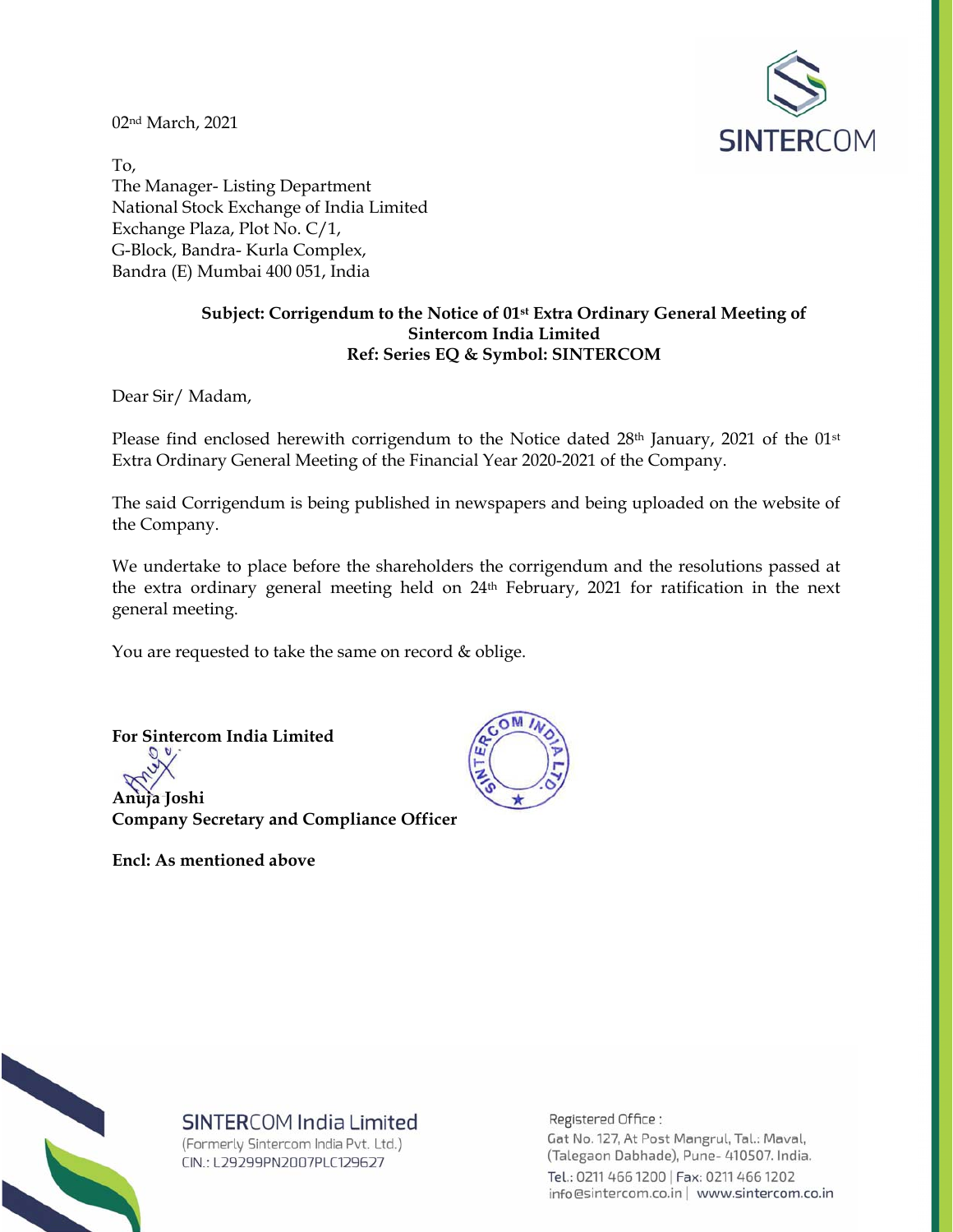02nd March, 2021

To,
The Manager- Listing Department
National Stock Exchange of India Limited
Exchange Plaza, Plot No. C/1,
G-Block, Bandra- Kurla Complex,
Bandra (E) Mumbai 400 051, India

**Subject: Corrigendum to the Notice of 01st Extra Ordinary General Meeting of Sintercom India Limited**
**Ref: Series EQ & Symbol: SINTERCOM**

Dear Sir/ Madam,

Please find enclosed herewith corrigendum to the Notice dated 28th January, 2021 of the 01st Extra Ordinary General Meeting of the Financial Year 2020-2021 of the Company.

The said Corrigendum is being published in newspapers and being uploaded on the website of the Company.

We undertake to place before the shareholders the corrigendum and the resolutions passed at the extra ordinary general meeting held on 24th February, 2021 for ratification in the next general meeting.

You are requested to take the same on record & oblige.

**For Sintercom India Limited**

**Anuja Joshi**
**Company Secretary and Compliance Officer**

**Encl: As mentioned above**

SINTERCOM India Limited
(Formerly Sintercom India Pvt. Ltd.)
CIN.: L29299PN2007PLC129627

Registered Office :
Gat No. 127, At Post Mangrul, Tal.: Maval,
(Talegaon Dabhade), Pune- 410507. India.
Tel.: 0211 466 1200 | Fax: 0211 466 1202
info@sintercom.co.in | www.sintercom.co.in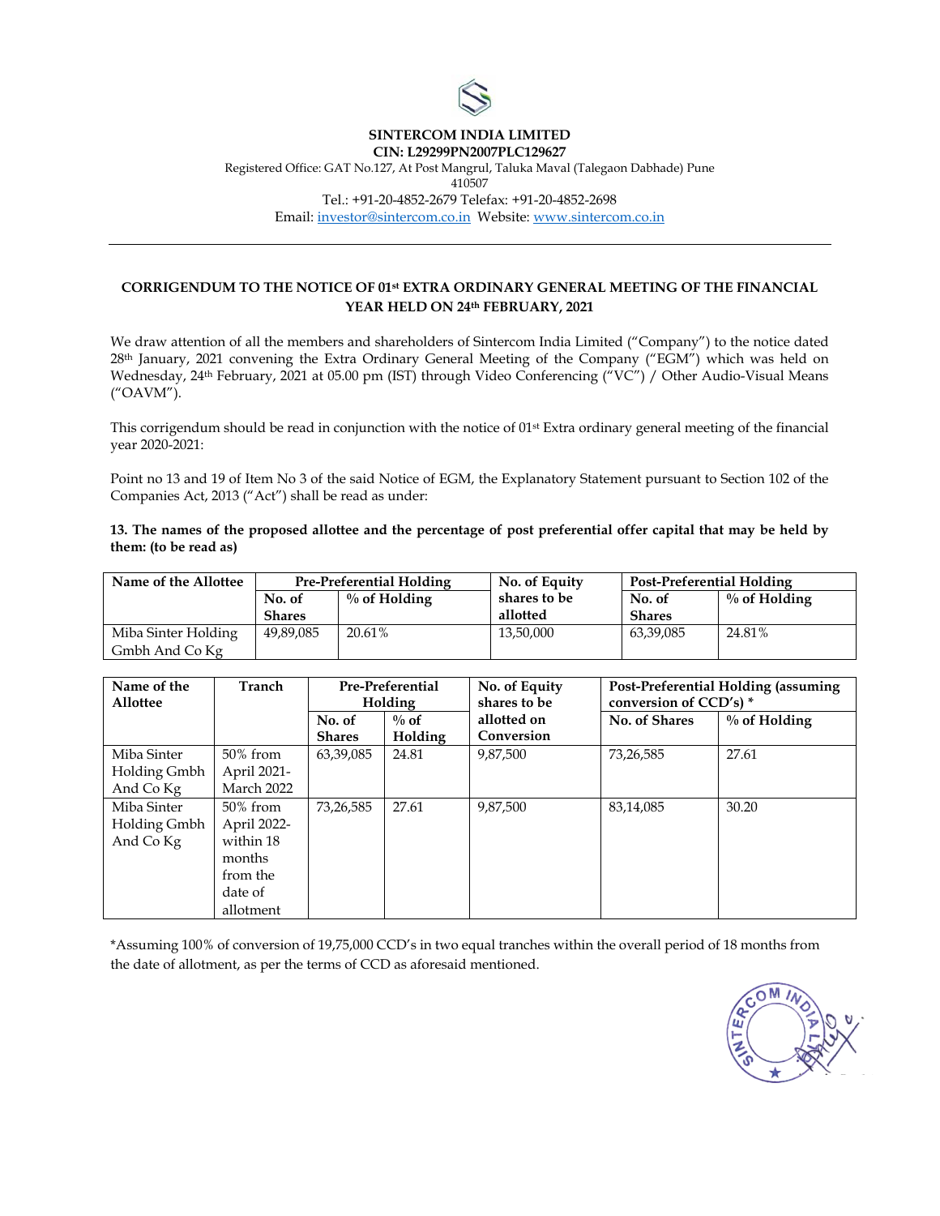**SINTERCOM INDIA LIMITED**
**CIN: L29299PN2007PLC129627**
Registered Office: GAT No.127, At Post Mangrul, Taluka Maval (Talegaon Dabhade) Pune 410507
Tel.: +91-20-4852-2679 Telefax: +91-20-4852-2698
Email: investor@sintercom.co.in Website: www.sintercom.co.in

---

## CORRIGENDUM TO THE NOTICE OF 01st EXTRA ORDINARY GENERAL MEETING OF THE FINANCIAL YEAR HELD ON 24th FEBRUARY, 2021

We draw attention of all the members and shareholders of Sintercom India Limited ("Company") to the notice dated 28th January, 2021 convening the Extra Ordinary General Meeting of the Company ("EGM") which was held on Wednesday, 24th February, 2021 at 05.00 pm (IST) through Video Conferencing ("VC") / Other Audio-Visual Means ("OAVM").

This corrigendum should be read in conjunction with the notice of 01st Extra ordinary general meeting of the financial year 2020-2021:

Point no 13 and 19 of Item No 3 of the said Notice of EGM, the Explanatory Statement pursuant to Section 102 of the Companies Act, 2013 ("Act") shall be read as under:

**13. The names of the proposed allottee and the percentage of post preferential offer capital that may be held by them: (to be read as)**

| Name of the Allottee | Pre-Preferential Holding | | No. of Equity shares to be allotted | Post-Preferential Holding | |
|---|---|---|---|---|---|
| | No. of Shares | % of Holding | | No. of Shares | % of Holding |
| Miba Sinter Holding Gmbh And Co Kg | 49,89,085 | 20.61% | 13,50,000 | 63,39,085 | 24.81% |

| Name of the Allottee | Tranch | Pre-Preferential Holding | | No. of Equity shares to be allotted on Conversion | Post-Preferential Holding (assuming conversion of CCD's) * | |
|---|---|---|---|---|---|---|
| | | No. of Shares | % of Holding | | No. of Shares | % of Holding |
| Miba Sinter Holding Gmbh And Co Kg | 50% from April 2021- March 2022 | 63,39,085 | 24.81 | 9,87,500 | 73,26,585 | 27.61 |
| Miba Sinter Holding Gmbh And Co Kg | 50% from April 2022- within 18 months from the date of allotment | 73,26,585 | 27.61 | 9,87,500 | 83,14,085 | 30.20 |

*Assuming 100% of conversion of 19,75,000 CCD's in two equal tranches within the overall period of 18 months from the date of allotment, as per the terms of CCD as aforesaid mentioned.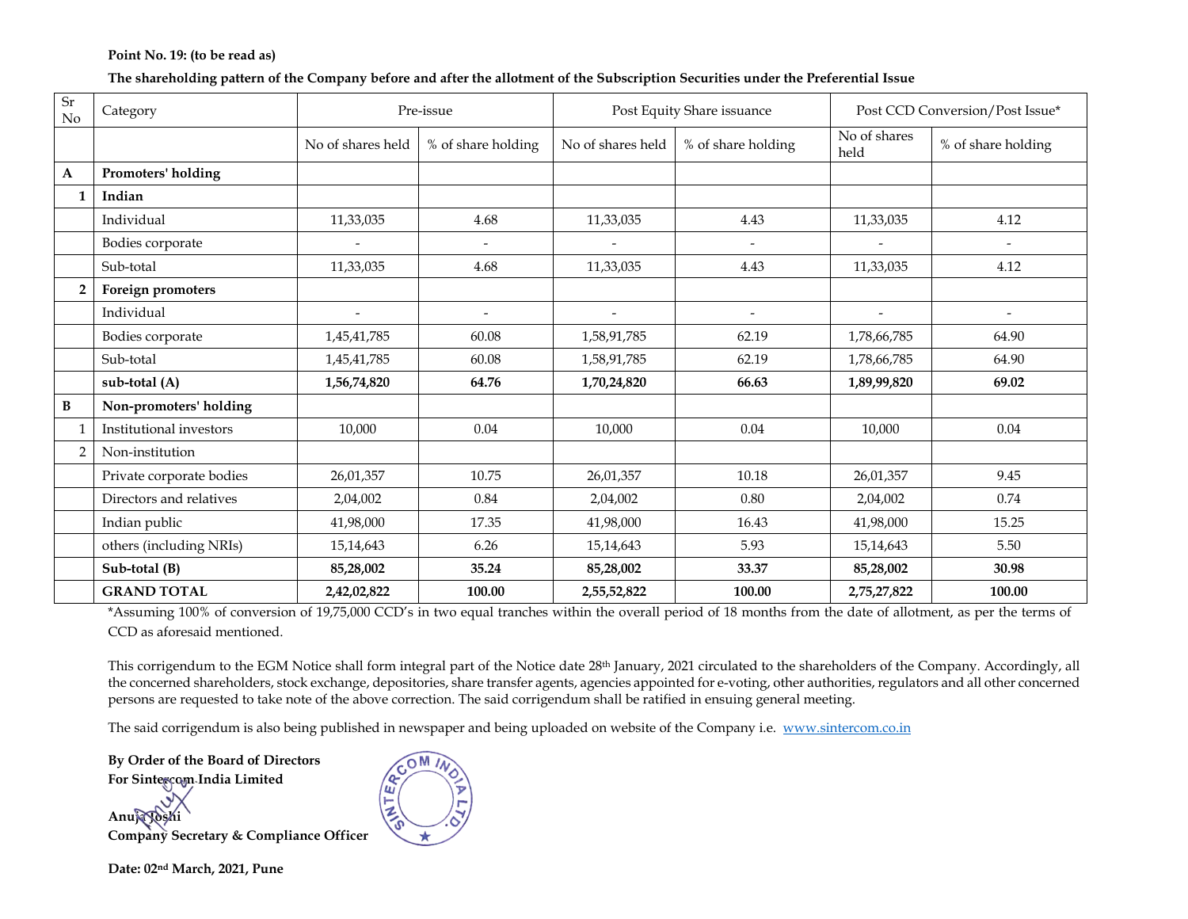**Point No. 19: (to be read as)**

**The shareholding pattern of the Company before and after the allotment of the Subscription Securities under the Preferential Issue**

| Sr No | Category | Pre-issue | | Post Equity Share issuance | | Post CCD Conversion/Post Issue* | |
|---|---|---|---|---|---|---|---|
| | | No of shares held | % of share holding | No of shares held | % of share holding | No of shares held | % of share holding |
| **A** | **Promoters' holding** | | | | | | |
| **1** | **Indian** | | | | | | |
| | Individual | 11,33,035 | 4.68 | 11,33,035 | 4.43 | 11,33,035 | 4.12 |
| | Bodies corporate | - | - | - | - | - | - |
| | Sub-total | 11,33,035 | 4.68 | 11,33,035 | 4.43 | 11,33,035 | 4.12 |
| **2** | **Foreign promoters** | | | | | | |
| | Individual | - | - | - | - | - | - |
| | Bodies corporate | 1,45,41,785 | 60.08 | 1,58,91,785 | 62.19 | 1,78,66,785 | 64.90 |
| | Sub-total | 1,45,41,785 | 60.08 | 1,58,91,785 | 62.19 | 1,78,66,785 | 64.90 |
| | **sub-total (A)** | **1,56,74,820** | **64.76** | **1,70,24,820** | **66.63** | **1,89,99,820** | **69.02** |
| **B** | **Non-promoters' holding** | | | | | | |
| 1 | Institutional investors | 10,000 | 0.04 | 10,000 | 0.04 | 10,000 | 0.04 |
| 2 | Non-institution | | | | | | |
| | Private corporate bodies | 26,01,357 | 10.75 | 26,01,357 | 10.18 | 26,01,357 | 9.45 |
| | Directors and relatives | 2,04,002 | 0.84 | 2,04,002 | 0.80 | 2,04,002 | 0.74 |
| | Indian public | 41,98,000 | 17.35 | 41,98,000 | 16.43 | 41,98,000 | 15.25 |
| | others (including NRIs) | 15,14,643 | 6.26 | 15,14,643 | 5.93 | 15,14,643 | 5.50 |
| | **Sub-total (B)** | **85,28,002** | **35.24** | **85,28,002** | **33.37** | **85,28,002** | **30.98** |
| | **GRAND TOTAL** | **2,42,02,822** | **100.00** | **2,55,52,822** | **100.00** | **2,75,27,822** | **100.00** |

*Assuming 100% of conversion of 19,75,000 CCD's in two equal tranches within the overall period of 18 months from the date of allotment, as per the terms of CCD as aforesaid mentioned.

This corrigendum to the EGM Notice shall form integral part of the Notice date 28th January, 2021 circulated to the shareholders of the Company. Accordingly, all the concerned shareholders, stock exchange, depositories, share transfer agents, agencies appointed for e-voting, other authorities, regulators and all other concerned persons are requested to take note of the above correction. The said corrigendum shall be ratified in ensuing general meeting.

The said corrigendum is also being published in newspaper and being uploaded on website of the Company i.e. www.sintercom.co.in

**By Order of the Board of Directors**
**For Sintercom India Limited**

**Anuja Joshi**
**Company Secretary & Compliance Officer**

**Date: 02nd March, 2021, Pune**